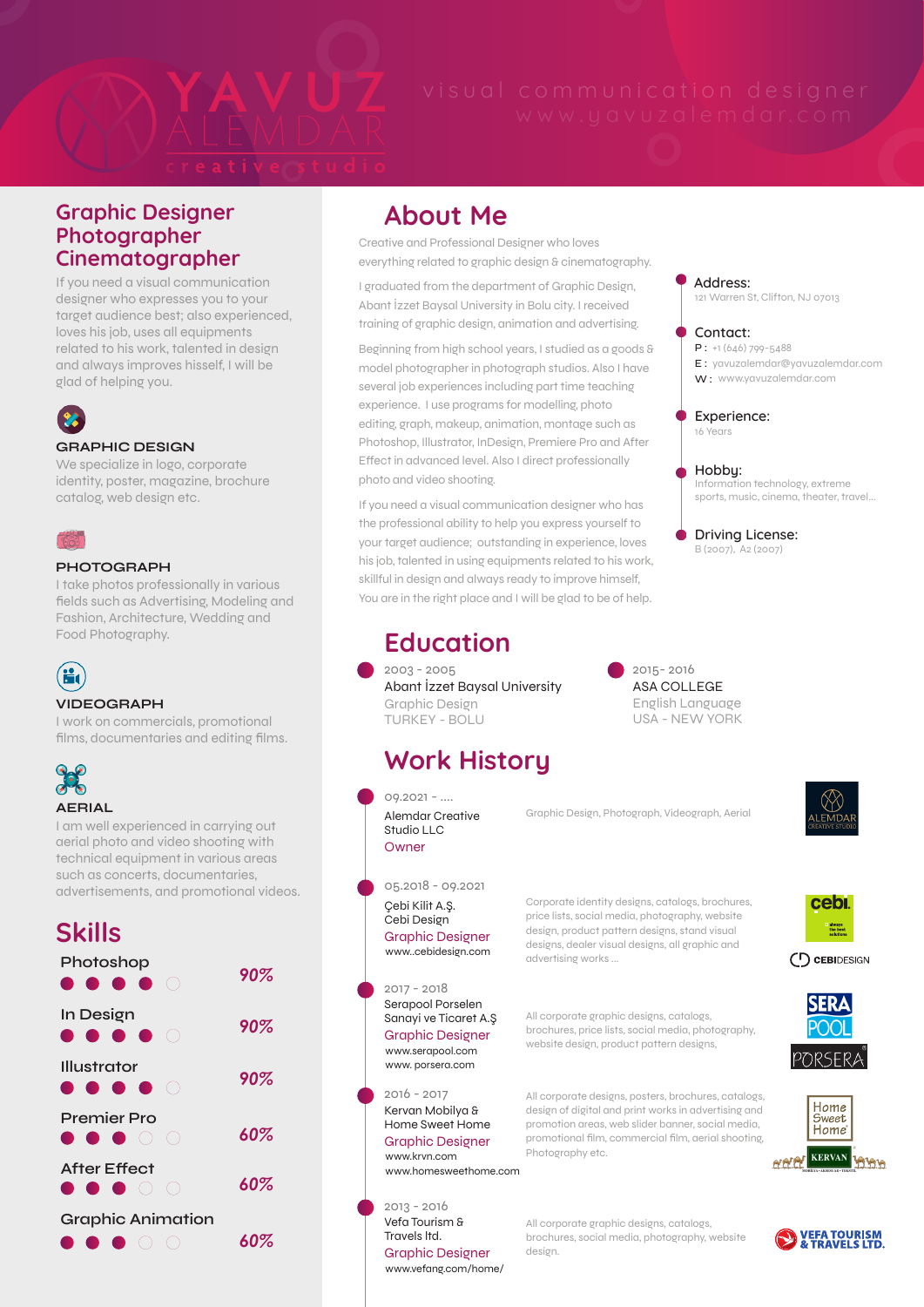# YAVUZ ALEMDAR

creative studio

visual communication designer
www.yavuzalemdar.com

## Graphic Designer
## Photographer
## Cinematographer

If you need a visual communication designer who expresses you to your target audience best; also experienced, loves his job, uses all equipments related to his work, talented in design and always improves hisself, I will be glad of helping you.

### GRAPHIC DESIGN

We specialize in logo, corporate identity, poster, magazine, brochure catalog, web design etc.

### PHOTOGRAPH

I take photos professionally in various fields such as Advertising, Modeling and Fashion, Architecture, Wedding and Food Photography.

### VIDEOGRAPH

I work on commercials, promotional films, documentaries and editing films.

### AERIAL

I am well experienced in carrying out aerial photo and video shooting with technical equipment in various areas such as concerts, documentaries, advertisements, and promotional videos.

## Skills

| Skill | Level |
| --- | --- |
| Photoshop | 90% |
| In Design | 90% |
| Illustrator | 90% |
| Premier Pro | 60% |
| After Effect | 60% |
| Graphic Animation | 60% |

## About Me

Creative and Professional Designer who loves everything related to graphic design & cinematography.

I graduated from the department of Graphic Design, Abant İzzet Baysal University in Bolu city. I received training of graphic design, animation and advertising.

Beginning from high school years, I studied as a goods & model photographer in photograph studios. Also I have several job experiences including part time teaching experience. I use programs for modelling, photo editing, graph, makeup, animation, montage such as Photoshop, Illustrator, InDesign, Premiere Pro and After Effect in advanced level. Also I direct professionally photo and video shooting.

If you need a visual communication designer who has the professional ability to help you express yourself to your target audience; outstanding in experience, loves his job, talented in using equipments related to his work, skillful in design and always ready to improve himself, You are in the right place and I will be glad to be of help.

**Address:**
121 Warren St, Clifton, NJ 07013

**Contact:**
P : +1 (646) 799-5488
E : yavuzalemdar@yavuzalemdar.com
W : www.yavuzalemdar.com

**Experience:**
16 Years

**Hobby:**
Information technology, extreme sports, music, cinema, theater, travel...

**Driving License:**
B (2007), A2 (2007)

## Education

**2003 - 2005**
Abant İzzet Baysal University
Graphic Design
TURKEY - BOLU

**2015- 2016**
ASA COLLEGE
English Language
USA - NEW YORK

## Work History

**09.2021 - ....**
Alemdar Creative Studio LLC
Owner
Graphic Design, Photograph, Videograph, Aerial

**05.2018 - 09.2021**
Çebi Kilit A.Ş.
Cebi Design
Graphic Designer
www..cebidesign.com
Corporate identity designs, catalogs, brochures, price lists, social media, photography, website design, product pattern designs, stand visual designs, dealer visual designs, all graphic and advertising works ...

**2017 - 2018**
Serapool Porselen Sanayi ve Ticaret A.Ş
Graphic Designer
www.serapool.com
www. porsera.com
All corporate graphic designs, catalogs, brochures, price lists, social media, photography, website design, product pattern designs,

**2016 - 2017**
Kervan Mobilya & Home Sweet Home
Graphic Designer
www.krvn.com
www.homesweethome.com
All corporate designs, posters, brochures, catalogs, design of digital and print works in advertising and promotion areas, web slider banner, social media, promotional film, commercial film, aerial shooting, Photography etc.

**2013 - 2016**
Vefa Tourism & Travels ltd.
Graphic Designer
www.vefang.com/home/
All corporate graphic designs, catalogs, brochures, social media, photography, website design.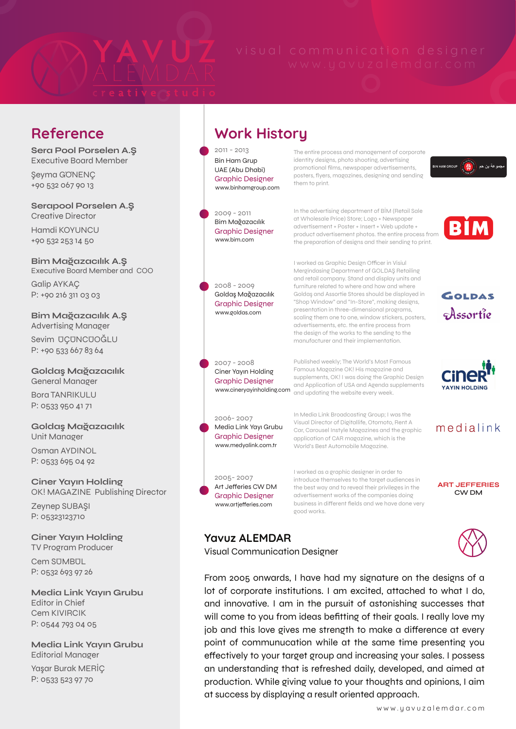# YAVUZ ALEMDAR

creative studio

visual communication designer
www.yavuzalemdar.com

## Reference

**Sera Pool Porselen A.Ş**
Executive Board Member

Şeyma GÖNENÇ
+90 532 067 90 13

**Serapool Porselen A.Ş**
Creative Director

Hamdi KOYUNCU
+90 532 253 14 50

**Bim Mağazacılık A.Ş**
Executive Board Member and COO

Galip AYKAÇ
P: +90 216 311 03 03

**Bim Mağazacılık A.Ş**
Advertising Manager

Sevim ÜÇÜNCÜOĞLU
P: +90 533 667 83 64

**Goldaş Mağazacılık**
General Manager

Bora TANRIKULU
P: 0533 950 41 71

**Goldaş Mağazacılık**
Unit Manager

Osman AYDINOL
P: 0533 695 04 92

**Ciner Yayın Holding**
OK! MAGAZINE Publishing Director

Zeynep SUBAŞI
P: 05323123710

**Ciner Yayın Holding**
TV Program Producer

Cem SÜMBÜL
P: 0532 693 97 26

**Media Link Yayın Grubu**
Editor in Chief
Cem KIVIRCIK
P: 0544 793 04 05

**Media Link Yayın Grubu**
Editorial Manager

Yaşar Burak MERİÇ
P: 0533 523 97 70

## Work History

**2011 - 2013**
Bin Ham Grup
UAE (Abu Dhabi)
Graphic Designer
www.binhamgroup.com

The entire process and management of corporate identity designs, photo shooting, advertising promotional films, newspaper advertisements, posters, flyers, magazines, designing and sending them to print.

**2009 - 2011**
Bim Mağazacılık
Graphic Designer
www.bim.com

In the advertising department of BİM (Retail Sale at Wholesale Price) Store; Logo + Newspaper advertisement + Poster + Insert + Web update + product advertisement photos. the entire process from the preparation of designs and their sending to print.

**2008 - 2009**
Goldaş Mağazacılık
Graphic Designer
www.goldas.com

I worked as Graphic Design Officer in Visiul Mergindasing Department of GOLDAŞ Retailing and retail company. Stand and display units and furniture related to where and how and where Goldaş and Assortie Stores should be displayed in "Shop Window" and "In-Store", making designs, presentation in three-dimensional programs, scaling them one to one, window stickers, posters, advertisements, etc. the entire process from the design of the works to the sending to the manufacturer and their implementation.

**2007 - 2008**
Ciner Yayın Holding
Graphic Designer
www.cineryayinholding.com

Published weekly; The World's Most Famous Famous Magazine OK! His magazine and supplements, OK! I was doing the Graphic Design and Application of USA and Agenda supplements and updating the website every week.

**2006- 2007**
Media Link Yayı Grubu
Graphic Designer
www.medyalink.com.tr

In Media Link Broadcasting Group; I was the Visual Director of Digitallife, Otomoto, Rent A Car, Carousel Instyle Magazines and the graphic application of CAR magazine, which is the World's Best Automobile Magazine.

**2005- 2007**
Art Jefferies CW DM
Graphic Designer
www.artjefferies.com

I worked as a graphic designer in order to introduce themselves to the target audiences in the best way and to reveal their privileges in the advertisement works of the companies doing business in different fields and we have done very good works.

## Yavuz ALEMDAR
Visual Communication Designer

From 2005 onwards, I have had my signature on the designs of a lot of corporate institutions. I am excited, attached to what I do, and innovative. I am in the pursuit of astonishing successes that will come to you from ideas befitting of their goals. I really love my job and this love gives me strength to make a difference at every point of communication while at the same time presenting you effectively to your target group and increasing your sales. I possess an understanding that is refreshed daily, developed, and aimed at production. While giving value to your thoughts and opinions, I aim at success by displaying a result oriented approach.

www.yavuzalemdar.com